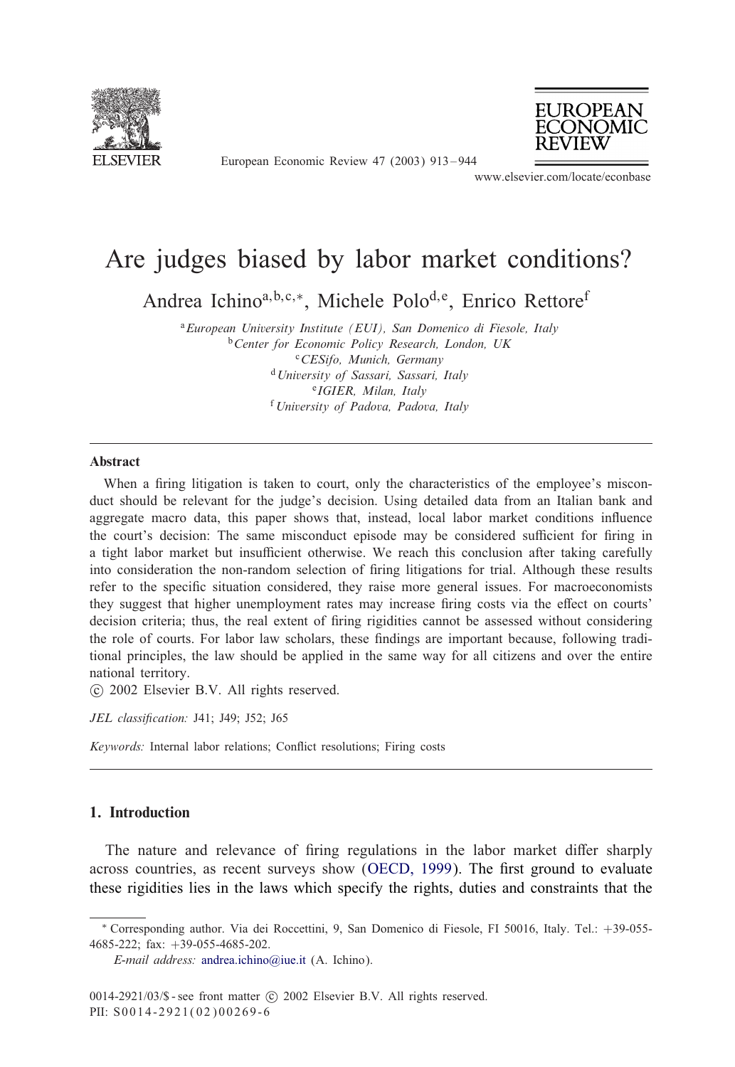# Are judges biased by labor market conditions?

Andrea Ichino[a,b,c,*], Michele Polo[d,e], Enrico Rettore[f]

[a] *European University Institute (EUI), San Domenico di Fiesole, Italy*
[b] *Center for Economic Policy Research, London, UK*
[c] *CESifo, Munich, Germany*
[d] *University of Sassari, Sassari, Italy*
[e] *IGIER, Milan, Italy*
[f] *University of Padova, Padova, Italy*

## Abstract

When a firing litigation is taken to court, only the characteristics of the employee's misconduct should be relevant for the judge's decision. Using detailed data from an Italian bank and aggregate macro data, this paper shows that, instead, local labor market conditions influence the court's decision: The same misconduct episode may be considered sufficient for firing in a tight labor market but insufficient otherwise. We reach this conclusion after taking carefully into consideration the non-random selection of firing litigations for trial. Although these results refer to the specific situation considered, they raise more general issues. For macroeconomists they suggest that higher unemployment rates may increase firing costs via the effect on courts' decision criteria; thus, the real extent of firing rigidities cannot be assessed without considering the role of courts. For labor law scholars, these findings are important because, following traditional principles, the law should be applied in the same way for all citizens and over the entire national territory.

© 2002 Elsevier B.V. All rights reserved.

*JEL classification:* J41; J49; J52; J65

*Keywords:* Internal labor relations; Conflict resolutions; Firing costs

## 1. Introduction

The nature and relevance of firing regulations in the labor market differ sharply across countries, as recent surveys show (OECD, 1999). The first ground to evaluate these rigidities lies in the laws which specify the rights, duties and constraints that the

---

\* Corresponding author. Via dei Roccettini, 9, San Domenico di Fiesole, FI 50016, Italy. Tel.: +39-055-4685-222; fax: +39-055-4685-202.

*E-mail address:* andrea.ichino@iue.it (A. Ichino).

0014-2921/03/$ - see front matter © 2002 Elsevier B.V. All rights reserved.
PII: S0014-2921(02)00269-6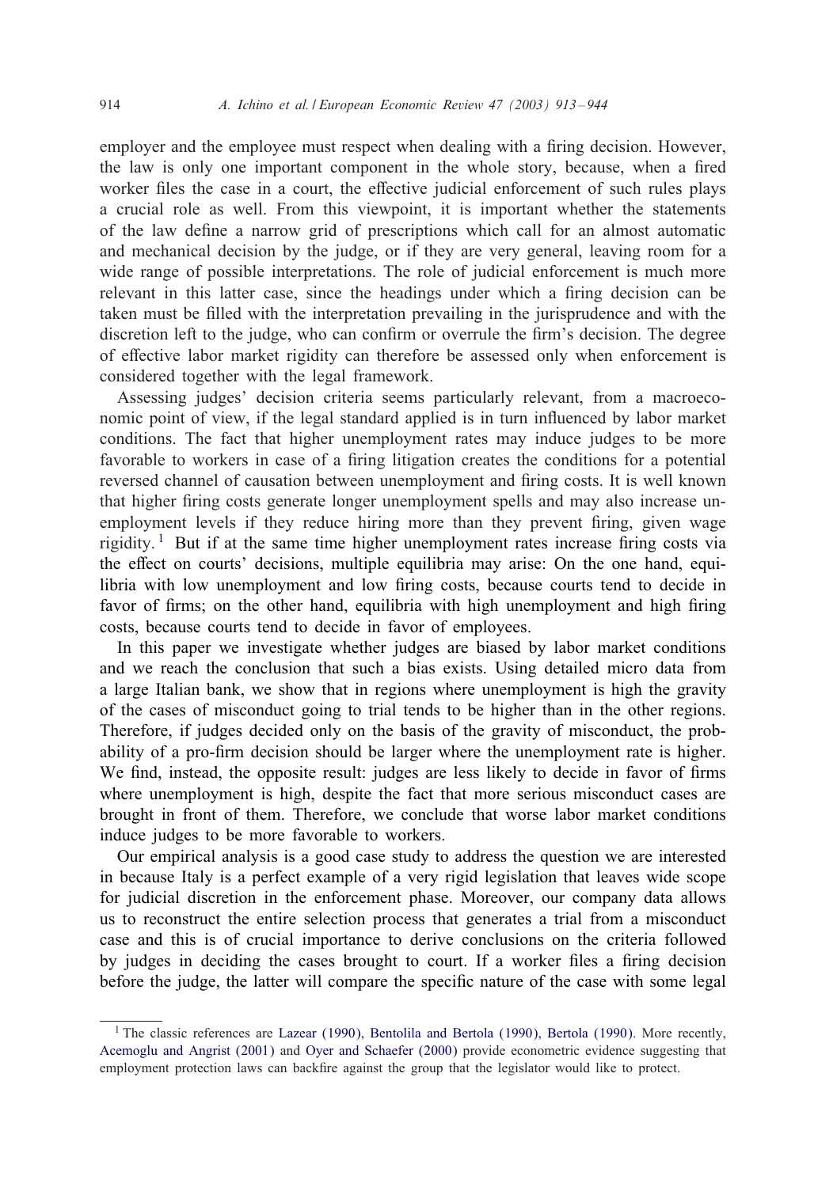employer and the employee must respect when dealing with a firing decision. However, the law is only one important component in the whole story, because, when a fired worker files the case in a court, the effective judicial enforcement of such rules plays a crucial role as well. From this viewpoint, it is important whether the statements of the law define a narrow grid of prescriptions which call for an almost automatic and mechanical decision by the judge, or if they are very general, leaving room for a wide range of possible interpretations. The role of judicial enforcement is much more relevant in this latter case, since the headings under which a firing decision can be taken must be filled with the interpretation prevailing in the jurisprudence and with the discretion left to the judge, who can confirm or overrule the firm's decision. The degree of effective labor market rigidity can therefore be assessed only when enforcement is considered together with the legal framework.

Assessing judges' decision criteria seems particularly relevant, from a macroeconomic point of view, if the legal standard applied is in turn influenced by labor market conditions. The fact that higher unemployment rates may induce judges to be more favorable to workers in case of a firing litigation creates the conditions for a potential reversed channel of causation between unemployment and firing costs. It is well known that higher firing costs generate longer unemployment spells and may also increase unemployment levels if they reduce hiring more than they prevent firing, given wage rigidity.[1] But if at the same time higher unemployment rates increase firing costs via the effect on courts' decisions, multiple equilibria may arise: On the one hand, equilibria with low unemployment and low firing costs, because courts tend to decide in favor of firms; on the other hand, equilibria with high unemployment and high firing costs, because courts tend to decide in favor of employees.

In this paper we investigate whether judges are biased by labor market conditions and we reach the conclusion that such a bias exists. Using detailed micro data from a large Italian bank, we show that in regions where unemployment is high the gravity of the cases of misconduct going to trial tends to be higher than in the other regions. Therefore, if judges decided only on the basis of the gravity of misconduct, the probability of a pro-firm decision should be larger where the unemployment rate is higher. We find, instead, the opposite result: judges are less likely to decide in favor of firms where unemployment is high, despite the fact that more serious misconduct cases are brought in front of them. Therefore, we conclude that worse labor market conditions induce judges to be more favorable to workers.

Our empirical analysis is a good case study to address the question we are interested in because Italy is a perfect example of a very rigid legislation that leaves wide scope for judicial discretion in the enforcement phase. Moreover, our company data allows us to reconstruct the entire selection process that generates a trial from a misconduct case and this is of crucial importance to derive conclusions on the criteria followed by judges in deciding the cases brought to court. If a worker files a firing decision before the judge, the latter will compare the specific nature of the case with some legal

---

[1] The classic references are Lazear (1990), Bentolila and Bertola (1990), Bertola (1990). More recently, Acemoglu and Angrist (2001) and Oyer and Schaefer (2000) provide econometric evidence suggesting that employment protection laws can backfire against the group that the legislator would like to protect.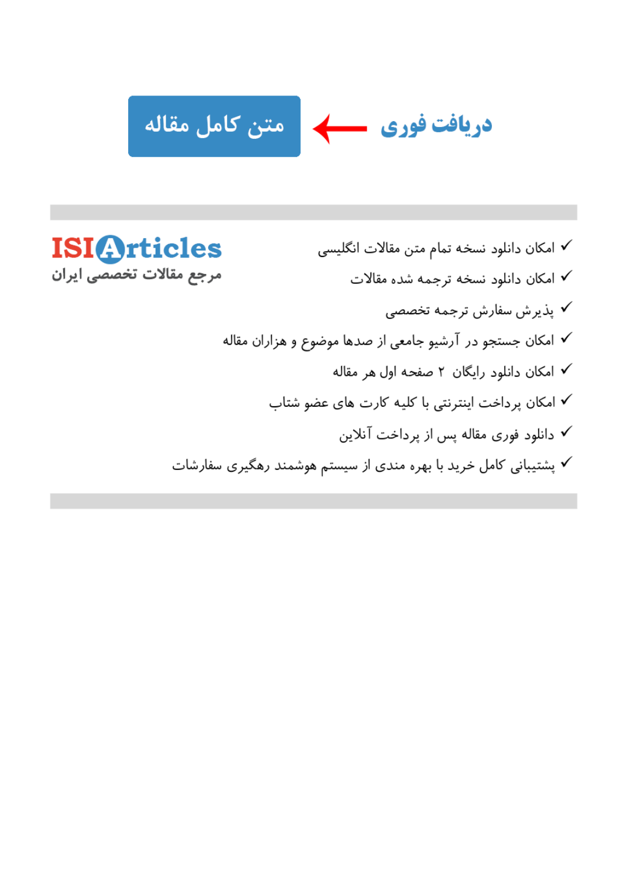دریافت فوری ← متن کامل مقاله

**ISIArticles**

مرجع مقالات تخصصی ایران

- ✓ امکان دانلود نسخه تمام متن مقالات انگلیسی
- ✓ امکان دانلود نسخه ترجمه شده مقالات
- ✓ پذیرش سفارش ترجمه تخصصی
- ✓ امکان جستجو در آرشیو جامعی از صدها موضوع و هزاران مقاله
- ✓ امکان دانلود رایگان ۲ صفحه اول هر مقاله
- ✓ امکان پرداخت اینترنتی با کلیه کارت های عضو شتاب
- ✓ دانلود فوری مقاله پس از پرداخت آنلاین
- ✓ پشتیبانی کامل خرید با بهره مندی از سیستم هوشمند رهگیری سفارشات